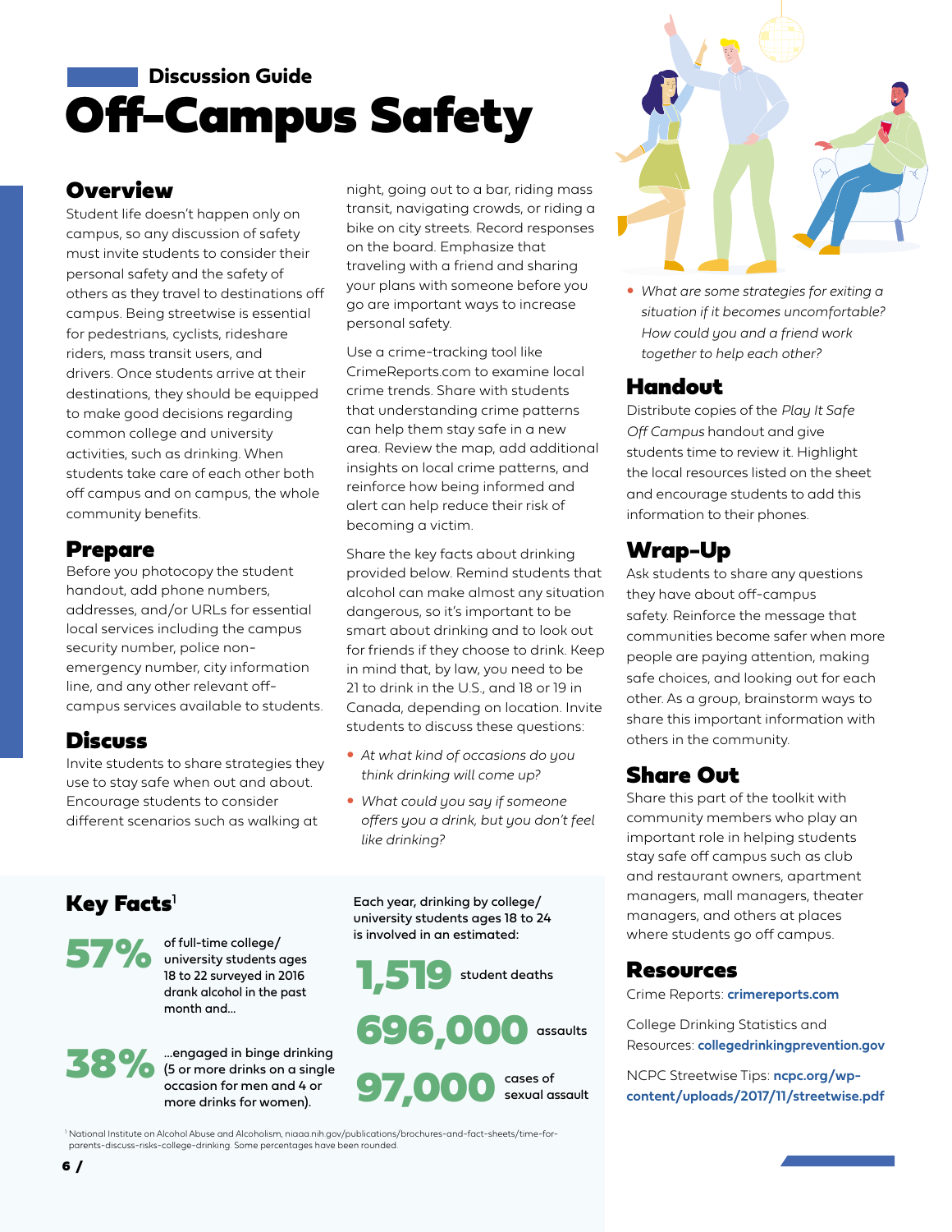Discussion Guide

# Off-Campus Safety

## Overview

Student life doesn't happen only on campus, so any discussion of safety must invite students to consider their personal safety and the safety of others as they travel to destinations off campus. Being streetwise is essential for pedestrians, cyclists, rideshare riders, mass transit users, and drivers. Once students arrive at their destinations, they should be equipped to make good decisions regarding common college and university activities, such as drinking. When students take care of each other both off campus and on campus, the whole community benefits.

## Prepare

Before you photocopy the student handout, add phone numbers, addresses, and/or URLs for essential local services including the campus security number, police non-emergency number, city information line, and any other relevant off-campus services available to students.

## Discuss

Invite students to share strategies they use to stay safe when out and about. Encourage students to consider different scenarios such as walking at night, going out to a bar, riding mass transit, navigating crowds, or riding a bike on city streets. Record responses on the board. Emphasize that traveling with a friend and sharing your plans with someone before you go are important ways to increase personal safety.

Use a crime-tracking tool like CrimeReports.com to examine local crime trends. Share with students that understanding crime patterns can help them stay safe in a new area. Review the map, add additional insights on local crime patterns, and reinforce how being informed and alert can help reduce their risk of becoming a victim.

Share the key facts about drinking provided below. Remind students that alcohol can make almost any situation dangerous, so it's important to be smart about drinking and to look out for friends if they choose to drink. Keep in mind that, by law, you need to be 21 to drink in the U.S., and 18 or 19 in Canada, depending on location. Invite students to discuss these questions:

- *At what kind of occasions do you think drinking will come up?*
- *What could you say if someone offers you a drink, but you don't feel like drinking?*
- *What are some strategies for exiting a situation if it becomes uncomfortable? How could you and a friend work together to help each other?*

## Handout

Distribute copies of the *Play It Safe Off Campus* handout and give students time to review it. Highlight the local resources listed on the sheet and encourage students to add this information to their phones.

## Wrap-Up

Ask students to share any questions they have about off-campus safety. Reinforce the message that communities become safer when more people are paying attention, making safe choices, and looking out for each other. As a group, brainstorm ways to share this important information with others in the community.

## Share Out

Share this part of the toolkit with community members who play an important role in helping students stay safe off campus such as club and restaurant owners, apartment managers, mall managers, theater managers, and others at places where students go off campus.

## Key Facts[1]

**57%** of full-time college/university students ages 18 to 22 surveyed in 2016 drank alcohol in the past month and...

**38%** ...engaged in binge drinking (5 or more drinks on a single occasion for men and 4 or more drinks for women).

**Each year, drinking by college/university students ages 18 to 24 is involved in an estimated:**

**1,519** student deaths

**696,000** assaults

**97,000** cases of sexual assault

[1] National Institute on Alcohol Abuse and Alcoholism, niaaa.nih.gov/publications/brochures-and-fact-sheets/time-for-parents-discuss-risks-college-drinking. Some percentages have been rounded.

## Resources

Crime Reports: **crimereports.com**

College Drinking Statistics and Resources: **collegedrinkingprevention.gov**

NCPC Streetwise Tips: **ncpc.org/wp-content/uploads/2017/11/streetwise.pdf**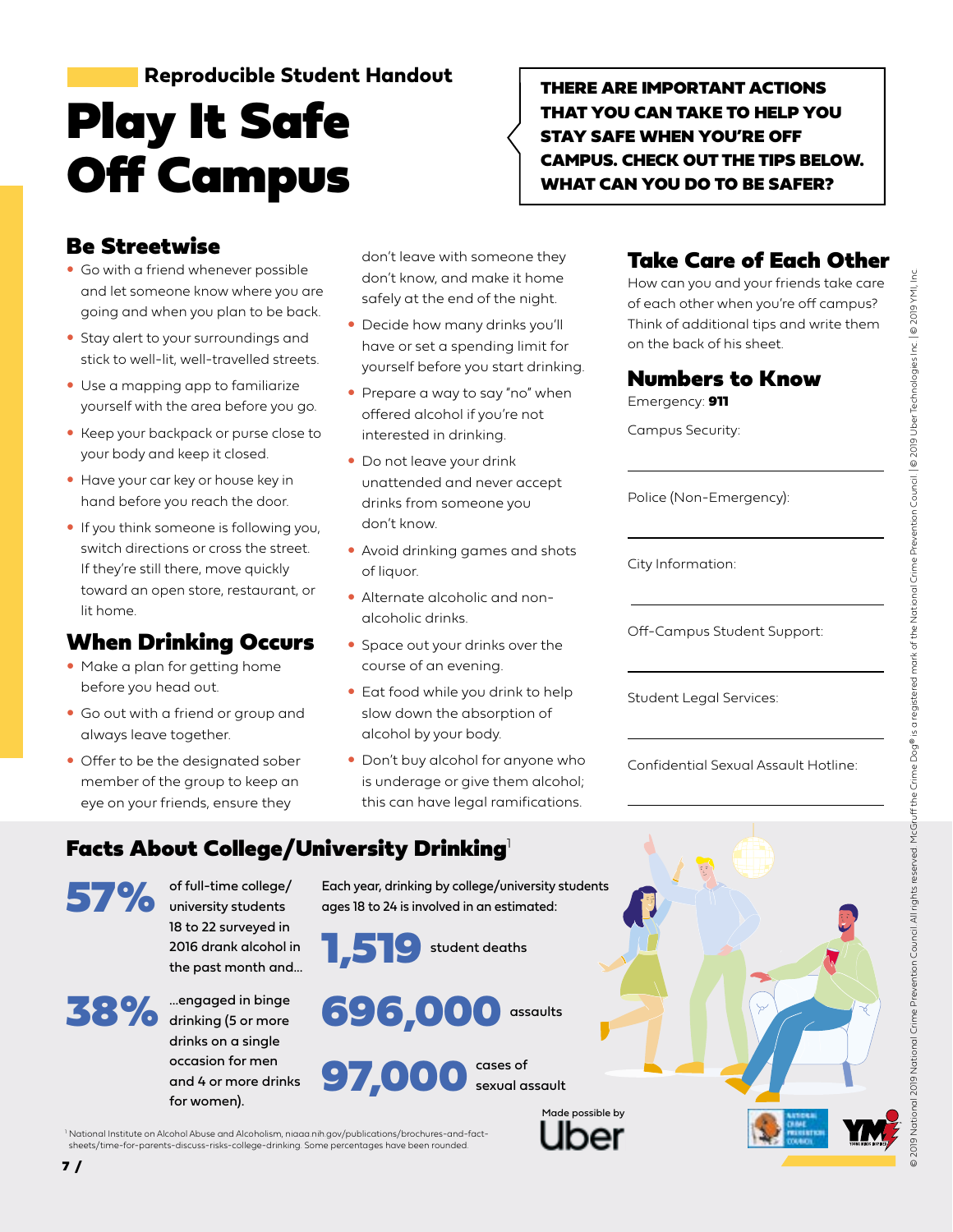Reproducible Student Handout

# Play It Safe Off Campus

**THERE ARE IMPORTANT ACTIONS THAT YOU CAN TAKE TO HELP YOU STAY SAFE WHEN YOU'RE OFF CAMPUS. CHECK OUT THE TIPS BELOW. WHAT CAN YOU DO TO BE SAFER?**

## Be Streetwise

- Go with a friend whenever possible and let someone know where you are going and when you plan to be back.
- Stay alert to your surroundings and stick to well-lit, well-travelled streets.
- Use a mapping app to familiarize yourself with the area before you go.
- Keep your backpack or purse close to your body and keep it closed.
- Have your car key or house key in hand before you reach the door.
- If you think someone is following you, switch directions or cross the street. If they're still there, move quickly toward an open store, restaurant, or lit home.

## When Drinking Occurs

- Make a plan for getting home before you head out.
- Go out with a friend or group and always leave together.
- Offer to be the designated sober member of the group to keep an eye on your friends, ensure they don't leave with someone they don't know, and make it home safely at the end of the night.
- Decide how many drinks you'll have or set a spending limit for yourself before you start drinking.
- Prepare a way to say "no" when offered alcohol if you're not interested in drinking.
- Do not leave your drink unattended and never accept drinks from someone you don't know.
- Avoid drinking games and shots of liquor.
- Alternate alcoholic and non-alcoholic drinks.
- Space out your drinks over the course of an evening.
- Eat food while you drink to help slow down the absorption of alcohol by your body.
- Don't buy alcohol for anyone who is underage or give them alcohol; this can have legal ramifications.

## Take Care of Each Other

How can you and your friends take care of each other when you're off campus? Think of additional tips and write them on the back of his sheet.

## Numbers to Know

Emergency: **911**

Campus Security: ____________________

Police (Non-Emergency): ____________________

City Information: ____________________

Off-Campus Student Support: ____________________

Student Legal Services: ____________________

Confidential Sexual Assault Hotline: ____________________

## Facts About College/University Drinking[1]

**57%** of full-time college/university students 18 to 22 surveyed in 2016 drank alcohol in the past month and...

**38%** ...engaged in binge drinking (5 or more drinks on a single occasion for men and 4 or more drinks for women).

Each year, drinking by college/university students ages 18 to 24 is involved in an estimated:

**1,519** student deaths

**696,000** assaults

**97,000** cases of sexual assault

[1] National Institute on Alcohol Abuse and Alcoholism, niaaa.nih.gov/publications/brochures-and-fact-sheets/time-for-parents-discuss-risks-college-drinking. Some percentages have been rounded.

Made possible by Uber

© 2019 National 2019 National Crime Prevention Council All rights reserved McGruff the Crime Dog® is a registered mark of the National Crime Prevention Council | © 2019 Uber Technologies Inc | © 2019 YMI, Inc.